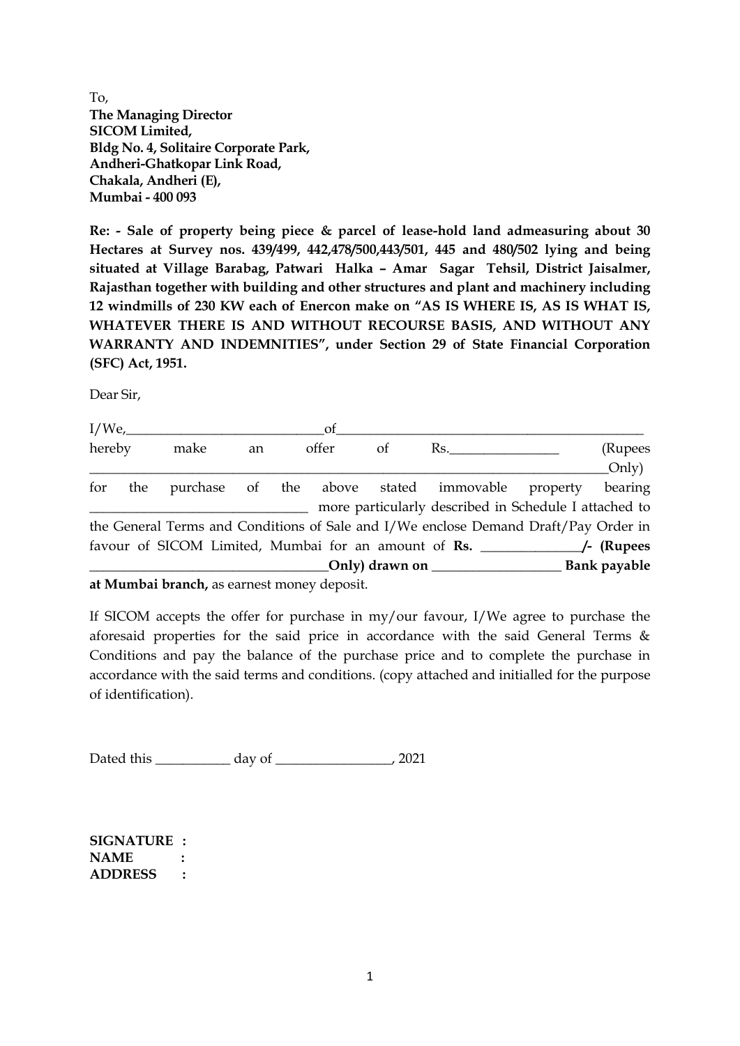To,
**The Managing Director**
**SICOM Limited,**
**Bldg No. 4, Solitaire Corporate Park,**
**Andheri-Ghatkopar Link Road,**
**Chakala, Andheri (E),**
**Mumbai - 400 093**

**Re: - Sale of property being piece & parcel of lease-hold land admeasuring about 30 Hectares at Survey nos. 439/499, 442,478/500,443/501, 445 and 480/502 lying and being situated at Village Barabag, Patwari Halka – Amar Sagar Tehsil, District Jaisalmer, Rajasthan together with building and other structures and plant and machinery including 12 windmills of 230 KW each of Enercon make on "AS IS WHERE IS, AS IS WHAT IS, WHATEVER THERE IS AND WITHOUT RECOURSE BASIS, AND WITHOUT ANY WARRANTY AND INDEMNITIES", under Section 29 of State Financial Corporation (SFC) Act, 1951.**

Dear Sir,

I/We,_____________________________of_______________________________________________ hereby make an offer of Rs.________________ (Rupees ___________________________________________________________________________Only) for the purchase of the above stated immovable property bearing _________________________________ more particularly described in Schedule I attached to the General Terms and Conditions of Sale and I/We enclose Demand Draft/Pay Order in favour of SICOM Limited, Mumbai for an amount of **Rs. _______________/- (Rupees ___________________________________Only) drawn on ___________________ Bank payable at Mumbai branch,** as earnest money deposit.

If SICOM accepts the offer for purchase in my/our favour, I/We agree to purchase the aforesaid properties for the said price in accordance with the said General Terms & Conditions and pay the balance of the purchase price and to complete the purchase in accordance with the said terms and conditions. (copy attached and initialled for the purpose of identification).

Dated this ___________ day of _________________, 2021

**SIGNATURE :**
**NAME :**
**ADDRESS :**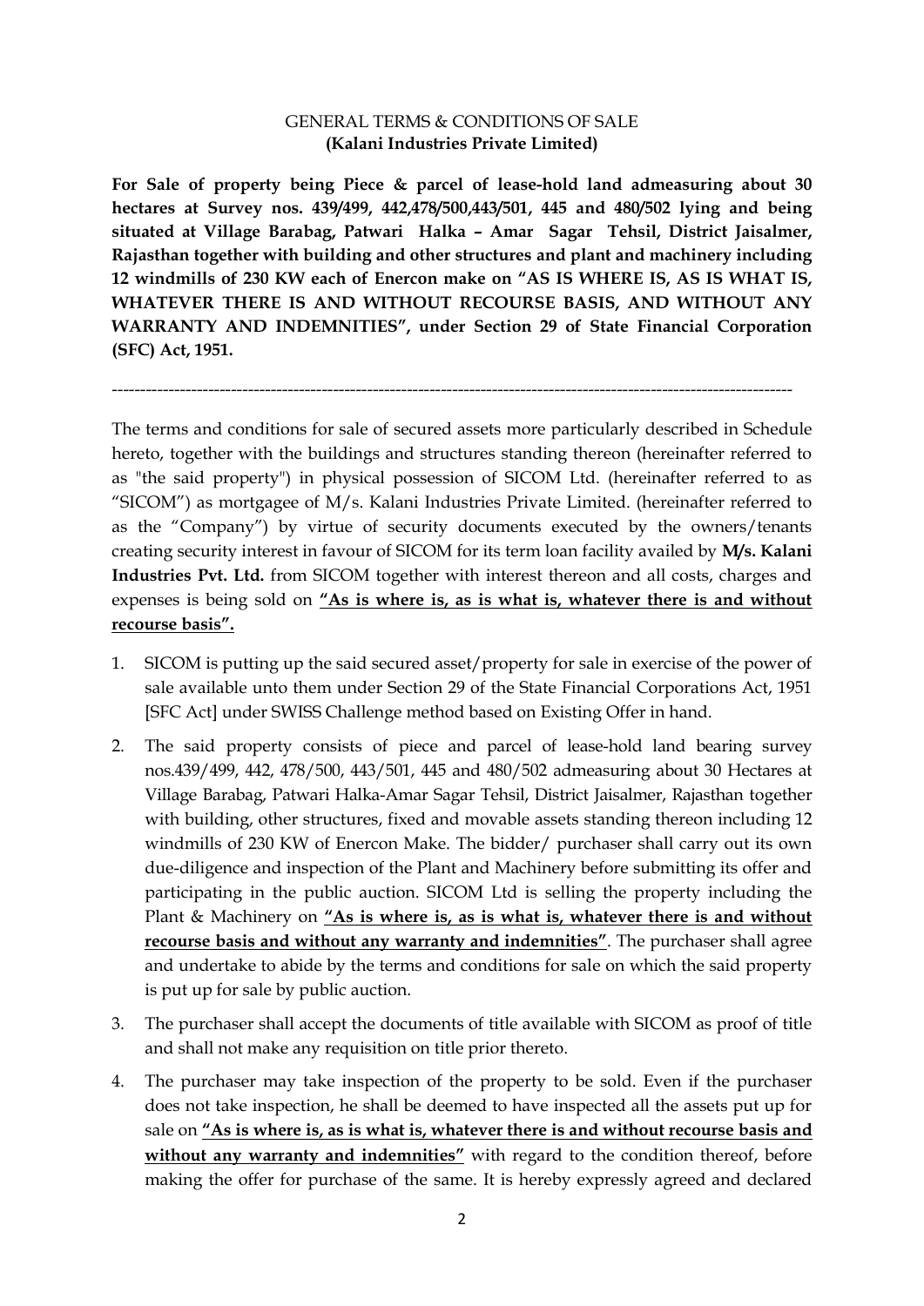GENERAL TERMS & CONDITIONS OF SALE
**(Kalani Industries Private Limited)**

**For Sale of property being Piece & parcel of lease-hold land admeasuring about 30 hectares at Survey nos. 439/499, 442,478/500,443/501, 445 and 480/502 lying and being situated at Village Barabag, Patwari Halka – Amar Sagar Tehsil, District Jaisalmer, Rajasthan together with building and other structures and plant and machinery including 12 windmills of 230 KW each of Enercon make on "AS IS WHERE IS, AS IS WHAT IS, WHATEVER THERE IS AND WITHOUT RECOURSE BASIS, AND WITHOUT ANY WARRANTY AND INDEMNITIES", under Section 29 of State Financial Corporation (SFC) Act, 1951.**

---

The terms and conditions for sale of secured assets more particularly described in Schedule hereto, together with the buildings and structures standing thereon (hereinafter referred to as "the said property") in physical possession of SICOM Ltd. (hereinafter referred to as "SICOM") as mortgagee of M/s. Kalani Industries Private Limited. (hereinafter referred to as the "Company") by virtue of security documents executed by the owners/tenants creating security interest in favour of SICOM for its term loan facility availed by **M/s. Kalani Industries Pvt. Ltd.** from SICOM together with interest thereon and all costs, charges and expenses is being sold on **"As is where is, as is what is, whatever there is and without recourse basis".**

1. SICOM is putting up the said secured asset/property for sale in exercise of the power of sale available unto them under Section 29 of the State Financial Corporations Act, 1951 [SFC Act] under SWISS Challenge method based on Existing Offer in hand.
2. The said property consists of piece and parcel of lease-hold land bearing survey nos.439/499, 442, 478/500, 443/501, 445 and 480/502 admeasuring about 30 Hectares at Village Barabag, Patwari Halka-Amar Sagar Tehsil, District Jaisalmer, Rajasthan together with building, other structures, fixed and movable assets standing thereon including 12 windmills of 230 KW of Enercon Make. The bidder/ purchaser shall carry out its own due-diligence and inspection of the Plant and Machinery before submitting its offer and participating in the public auction. SICOM Ltd is selling the property including the Plant & Machinery on **"As is where is, as is what is, whatever there is and without recourse basis and without any warranty and indemnities"**. The purchaser shall agree and undertake to abide by the terms and conditions for sale on which the said property is put up for sale by public auction.
3. The purchaser shall accept the documents of title available with SICOM as proof of title and shall not make any requisition on title prior thereto.
4. The purchaser may take inspection of the property to be sold. Even if the purchaser does not take inspection, he shall be deemed to have inspected all the assets put up for sale on **"As is where is, as is what is, whatever there is and without recourse basis and without any warranty and indemnities"** with regard to the condition thereof, before making the offer for purchase of the same. It is hereby expressly agreed and declared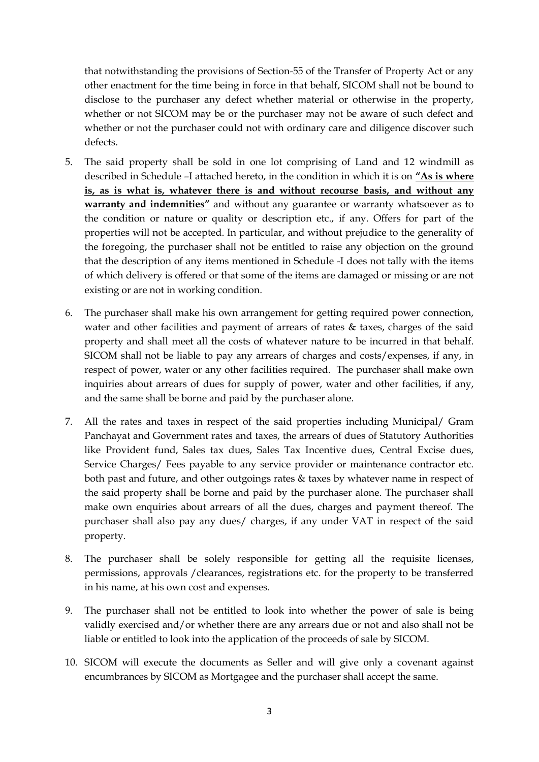that notwithstanding the provisions of Section-55 of the Transfer of Property Act or any other enactment for the time being in force in that behalf, SICOM shall not be bound to disclose to the purchaser any defect whether material or otherwise in the property, whether or not SICOM may be or the purchaser may not be aware of such defect and whether or not the purchaser could not with ordinary care and diligence discover such defects.

5. The said property shall be sold in one lot comprising of Land and 12 windmill as described in Schedule –I attached hereto, in the condition in which it is on **<u>"As is where is, as is what is, whatever there is and without recourse basis, and without any warranty and indemnities"</u>** and without any guarantee or warranty whatsoever as to the condition or nature or quality or description etc., if any. Offers for part of the properties will not be accepted. In particular, and without prejudice to the generality of the foregoing, the purchaser shall not be entitled to raise any objection on the ground that the description of any items mentioned in Schedule -I does not tally with the items of which delivery is offered or that some of the items are damaged or missing or are not existing or are not in working condition.

6. The purchaser shall make his own arrangement for getting required power connection, water and other facilities and payment of arrears of rates & taxes, charges of the said property and shall meet all the costs of whatever nature to be incurred in that behalf. SICOM shall not be liable to pay any arrears of charges and costs/expenses, if any, in respect of power, water or any other facilities required. The purchaser shall make own inquiries about arrears of dues for supply of power, water and other facilities, if any, and the same shall be borne and paid by the purchaser alone.

7. All the rates and taxes in respect of the said properties including Municipal/ Gram Panchayat and Government rates and taxes, the arrears of dues of Statutory Authorities like Provident fund, Sales tax dues, Sales Tax Incentive dues, Central Excise dues, Service Charges/ Fees payable to any service provider or maintenance contractor etc. both past and future, and other outgoings rates & taxes by whatever name in respect of the said property shall be borne and paid by the purchaser alone. The purchaser shall make own enquiries about arrears of all the dues, charges and payment thereof. The purchaser shall also pay any dues/ charges, if any under VAT in respect of the said property.

8. The purchaser shall be solely responsible for getting all the requisite licenses, permissions, approvals /clearances, registrations etc. for the property to be transferred in his name, at his own cost and expenses.

9. The purchaser shall not be entitled to look into whether the power of sale is being validly exercised and/or whether there are any arrears due or not and also shall not be liable or entitled to look into the application of the proceeds of sale by SICOM.

10. SICOM will execute the documents as Seller and will give only a covenant against encumbrances by SICOM as Mortgagee and the purchaser shall accept the same.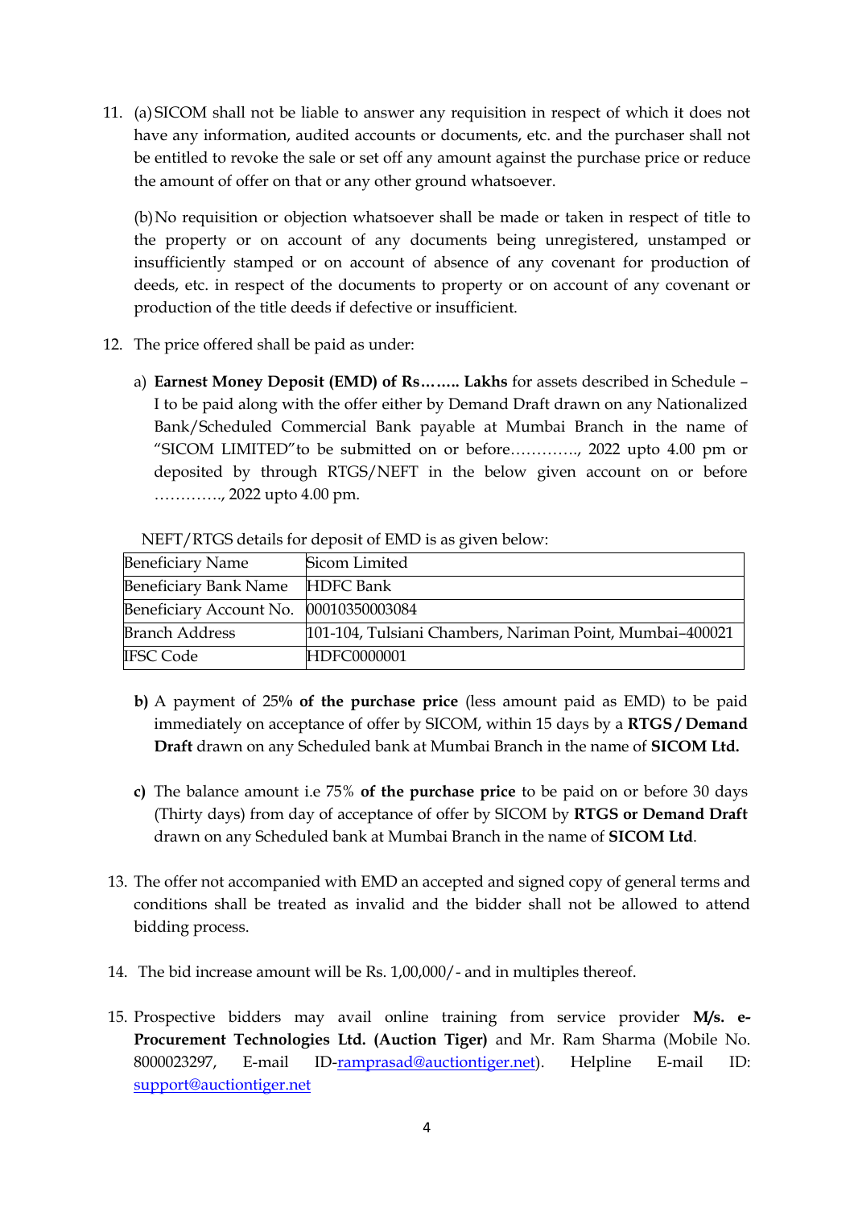11. (a) SICOM shall not be liable to answer any requisition in respect of which it does not have any information, audited accounts or documents, etc. and the purchaser shall not be entitled to revoke the sale or set off any amount against the purchase price or reduce the amount of offer on that or any other ground whatsoever.

    (b) No requisition or objection whatsoever shall be made or taken in respect of title to the property or on account of any documents being unregistered, unstamped or insufficiently stamped or on account of absence of any covenant for production of deeds, etc. in respect of the documents to property or on account of any covenant or production of the title deeds if defective or insufficient.

12. The price offered shall be paid as under:

    a) **Earnest Money Deposit (EMD) of Rs…….. Lakhs** for assets described in Schedule – I to be paid along with the offer either by Demand Draft drawn on any Nationalized Bank/Scheduled Commercial Bank payable at Mumbai Branch in the name of "SICOM LIMITED"to be submitted on or before…………., 2022 upto 4.00 pm or deposited by through RTGS/NEFT in the below given account on or before …………., 2022 upto 4.00 pm.

    NEFT/RTGS details for deposit of EMD is as given below:

    | Beneficiary Name | Sicom Limited |
    |---|---|
    | Beneficiary Bank Name | HDFC Bank |
    | Beneficiary Account No. | 00010350003084 |
    | Branch Address | 101-104, Tulsiani Chambers, Nariman Point, Mumbai–400021 |
    | IFSC Code | HDFC0000001 |

    **b)** A payment of 25% **of the purchase price** (less amount paid as EMD) to be paid immediately on acceptance of offer by SICOM, within 15 days by a **RTGS / Demand Draft** drawn on any Scheduled bank at Mumbai Branch in the name of **SICOM Ltd.**

    **c)** The balance amount i.e 75% **of the purchase price** to be paid on or before 30 days (Thirty days) from day of acceptance of offer by SICOM by **RTGS or Demand Draft** drawn on any Scheduled bank at Mumbai Branch in the name of **SICOM Ltd**.

13. The offer not accompanied with EMD an accepted and signed copy of general terms and conditions shall be treated as invalid and the bidder shall not be allowed to attend bidding process.

14. The bid increase amount will be Rs. 1,00,000/- and in multiples thereof.

15. Prospective bidders may avail online training from service provider **M/s. e-Procurement Technologies Ltd. (Auction Tiger)** and Mr. Ram Sharma (Mobile No. 8000023297, E-mail ID-ramprasad@auctiontiger.net). Helpline E-mail ID: support@auctiontiger.net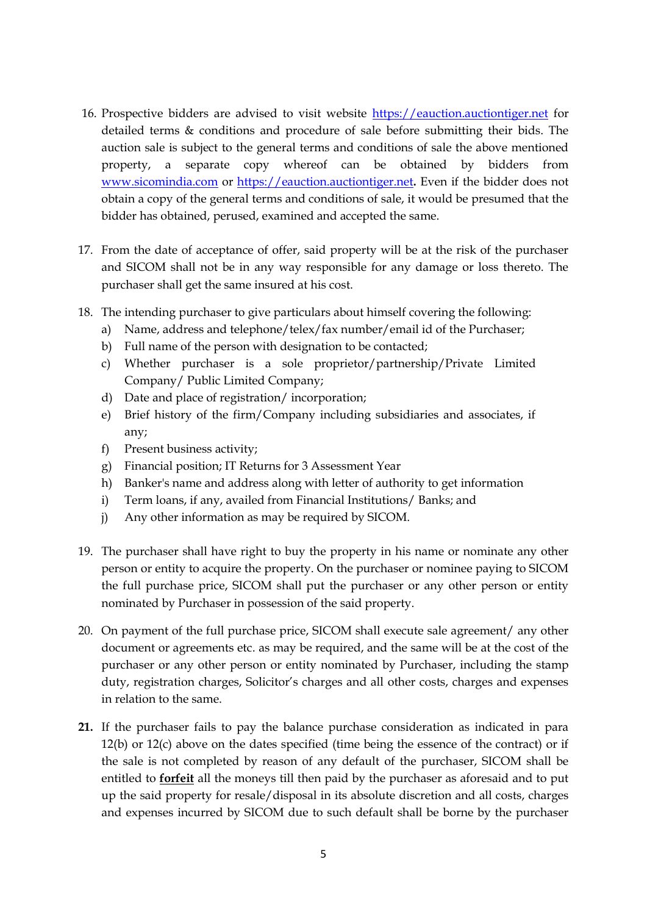16. Prospective bidders are advised to visit website https://eauction.auctiontiger.net for detailed terms & conditions and procedure of sale before submitting their bids. The auction sale is subject to the general terms and conditions of sale the above mentioned property, a separate copy whereof can be obtained by bidders from www.sicomindia.com or https://eauction.auctiontiger.net**.** Even if the bidder does not obtain a copy of the general terms and conditions of sale, it would be presumed that the bidder has obtained, perused, examined and accepted the same.

17. From the date of acceptance of offer, said property will be at the risk of the purchaser and SICOM shall not be in any way responsible for any damage or loss thereto. The purchaser shall get the same insured at his cost.

18. The intending purchaser to give particulars about himself covering the following:
    a) Name, address and telephone/telex/fax number/email id of the Purchaser;
    b) Full name of the person with designation to be contacted;
    c) Whether purchaser is a sole proprietor/partnership/Private Limited Company/ Public Limited Company;
    d) Date and place of registration/ incorporation;
    e) Brief history of the firm/Company including subsidiaries and associates, if any;
    f) Present business activity;
    g) Financial position; IT Returns for 3 Assessment Year
    h) Banker's name and address along with letter of authority to get information
    i) Term loans, if any, availed from Financial Institutions/ Banks; and
    j) Any other information as may be required by SICOM.

19. The purchaser shall have right to buy the property in his name or nominate any other person or entity to acquire the property. On the purchaser or nominee paying to SICOM the full purchase price, SICOM shall put the purchaser or any other person or entity nominated by Purchaser in possession of the said property.

20. On payment of the full purchase price, SICOM shall execute sale agreement/ any other document or agreements etc. as may be required, and the same will be at the cost of the purchaser or any other person or entity nominated by Purchaser, including the stamp duty, registration charges, Solicitor's charges and all other costs, charges and expenses in relation to the same.

**21.** If the purchaser fails to pay the balance purchase consideration as indicated in para 12(b) or 12(c) above on the dates specified (time being the essence of the contract) or if the sale is not completed by reason of any default of the purchaser, SICOM shall be entitled to **forfeit** all the moneys till then paid by the purchaser as aforesaid and to put up the said property for resale/disposal in its absolute discretion and all costs, charges and expenses incurred by SICOM due to such default shall be borne by the purchaser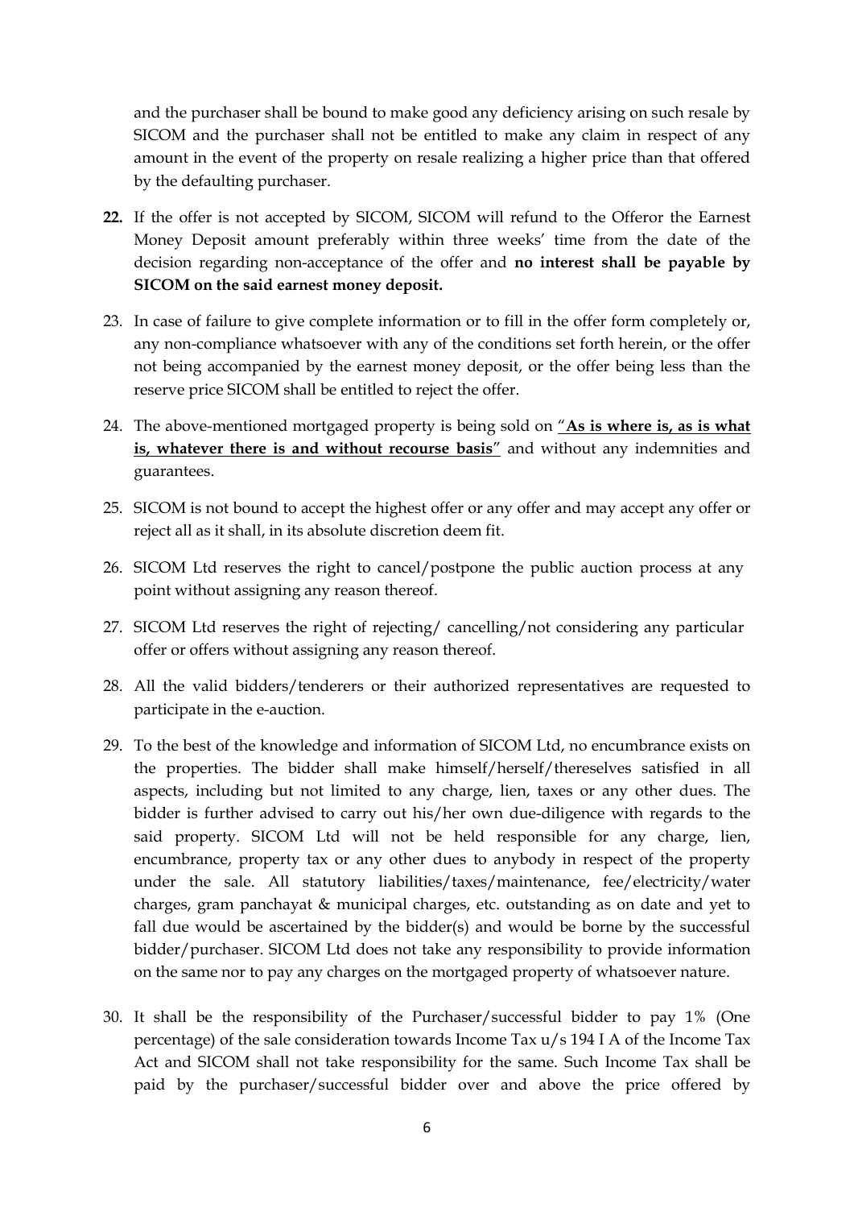and the purchaser shall be bound to make good any deficiency arising on such resale by SICOM and the purchaser shall not be entitled to make any claim in respect of any amount in the event of the property on resale realizing a higher price than that offered by the defaulting purchaser.

**22.** If the offer is not accepted by SICOM, SICOM will refund to the Offeror the Earnest Money Deposit amount preferably within three weeks' time from the date of the decision regarding non-acceptance of the offer and **no interest shall be payable by SICOM on the said earnest money deposit.**

23. In case of failure to give complete information or to fill in the offer form completely or, any non-compliance whatsoever with any of the conditions set forth herein, or the offer not being accompanied by the earnest money deposit, or the offer being less than the reserve price SICOM shall be entitled to reject the offer.

24. The above-mentioned mortgaged property is being sold on "**As is where is, as is what is, whatever there is and without recourse basis**" and without any indemnities and guarantees.

25. SICOM is not bound to accept the highest offer or any offer and may accept any offer or reject all as it shall, in its absolute discretion deem fit.

26. SICOM Ltd reserves the right to cancel/postpone the public auction process at any point without assigning any reason thereof.

27. SICOM Ltd reserves the right of rejecting/ cancelling/not considering any particular offer or offers without assigning any reason thereof.

28. All the valid bidders/tenderers or their authorized representatives are requested to participate in the e-auction.

29. To the best of the knowledge and information of SICOM Ltd, no encumbrance exists on the properties. The bidder shall make himself/herself/thereselves satisfied in all aspects, including but not limited to any charge, lien, taxes or any other dues. The bidder is further advised to carry out his/her own due-diligence with regards to the said property. SICOM Ltd will not be held responsible for any charge, lien, encumbrance, property tax or any other dues to anybody in respect of the property under the sale. All statutory liabilities/taxes/maintenance, fee/electricity/water charges, gram panchayat & municipal charges, etc. outstanding as on date and yet to fall due would be ascertained by the bidder(s) and would be borne by the successful bidder/purchaser. SICOM Ltd does not take any responsibility to provide information on the same nor to pay any charges on the mortgaged property of whatsoever nature.

30. It shall be the responsibility of the Purchaser/successful bidder to pay 1% (One percentage) of the sale consideration towards Income Tax u/s 194 I A of the Income Tax Act and SICOM shall not take responsibility for the same. Such Income Tax shall be paid by the purchaser/successful bidder over and above the price offered by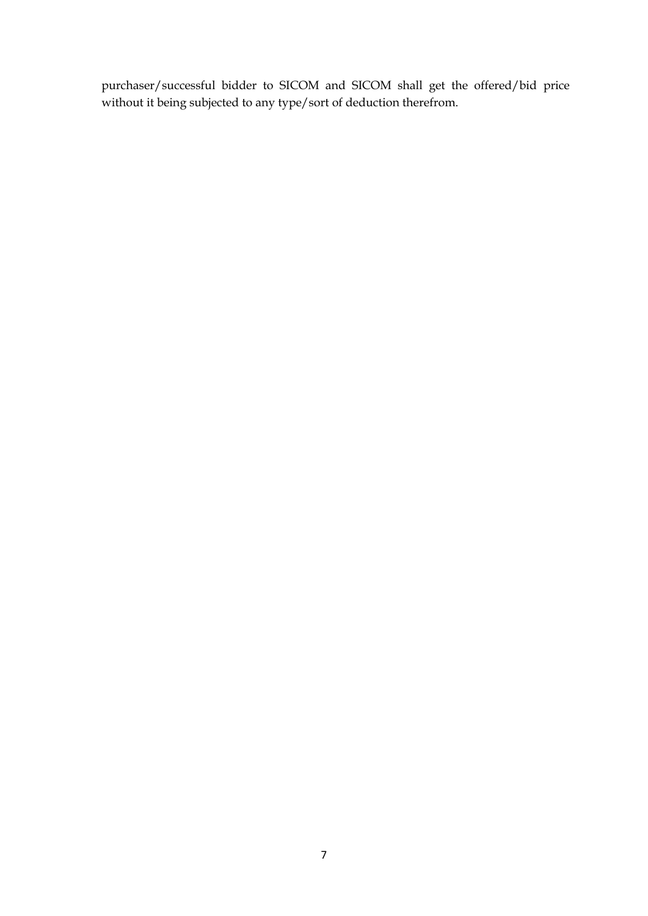purchaser/successful bidder to SICOM and SICOM shall get the offered/bid price without it being subjected to any type/sort of deduction therefrom.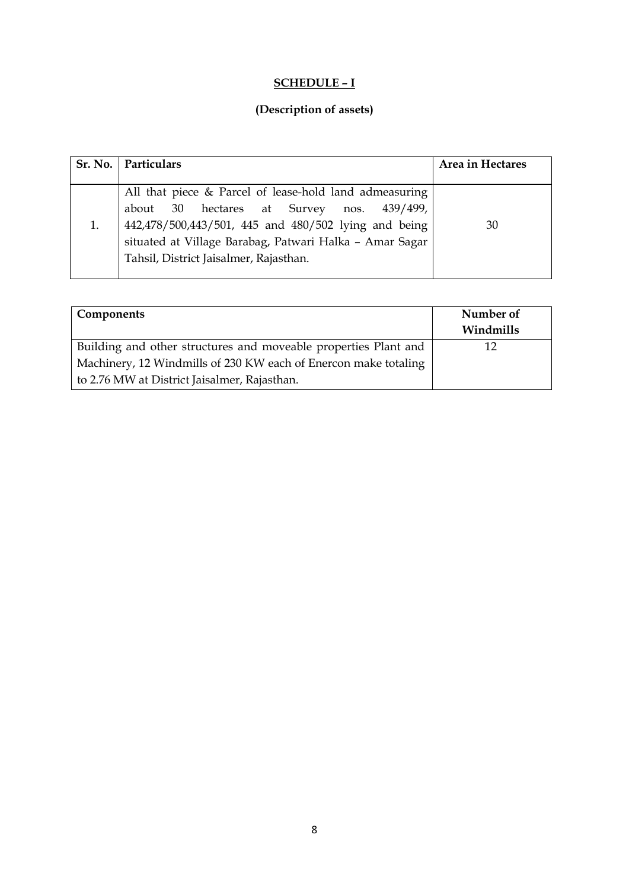**SCHEDULE – I**

**(Description of assets)**

| Sr. No. | Particulars | Area in Hectares |
|---|---|---|
| 1. | All that piece & Parcel of lease-hold land admeasuring about 30 hectares at Survey nos. 439/499, 442,478/500,443/501, 445 and 480/502 lying and being situated at Village Barabag, Patwari Halka – Amar Sagar Tahsil, District Jaisalmer, Rajasthan. | 30 |

| Components | Number of Windmills |
|---|---|
| Building and other structures and moveable properties Plant and Machinery, 12 Windmills of 230 KW each of Enercon make totaling to 2.76 MW at District Jaisalmer, Rajasthan. | 12 |